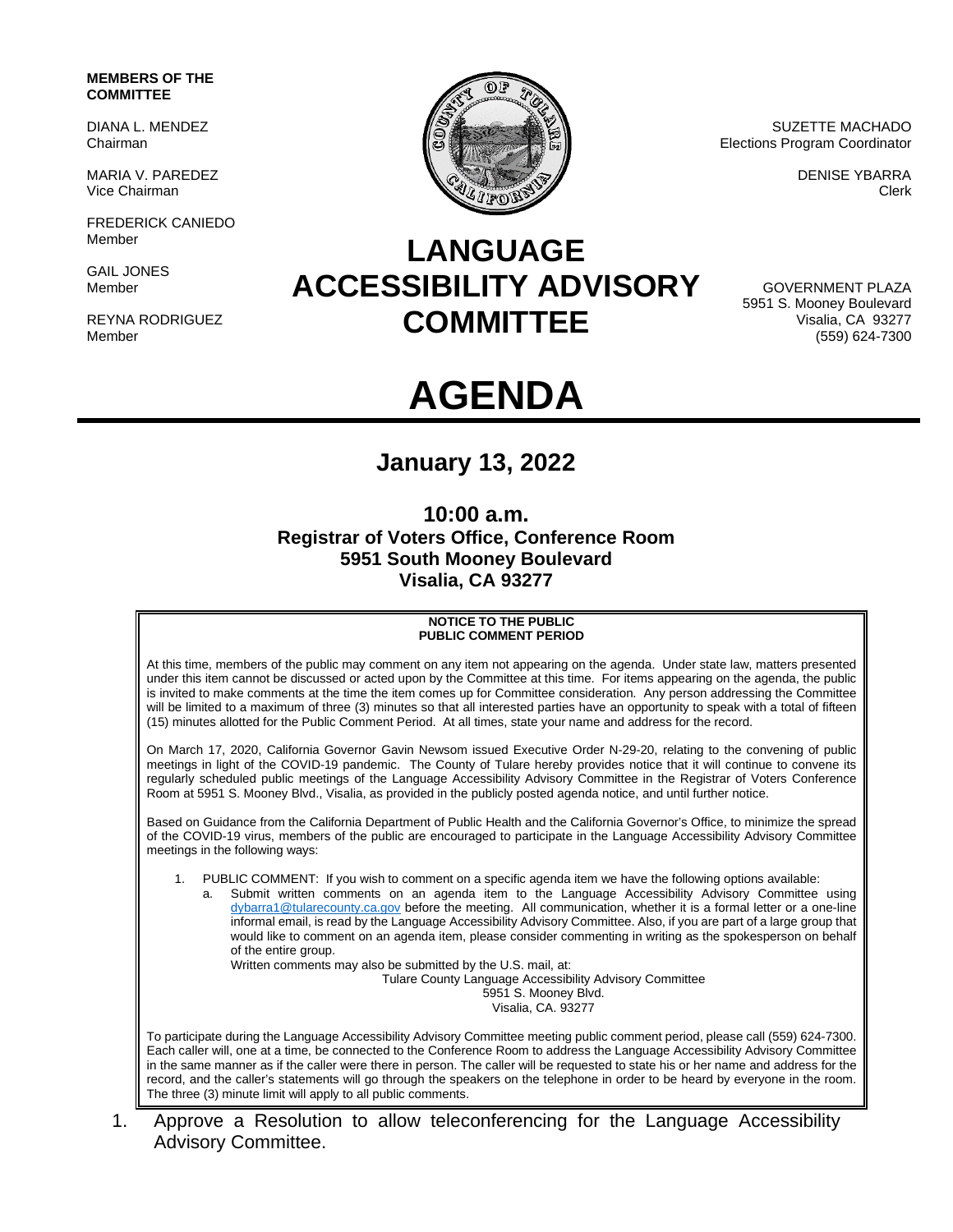**MEMBERS OF THE COMMITTEE**

DIANA L. MENDEZ
Chairman

MARIA V. PAREDEZ
Vice Chairman

FREDERICK CANIEDO
Member

GAIL JONES
Member

REYNA RODRIGUEZ
Member

SUZETTE MACHADO
Elections Program Coordinator

DENISE YBARRA
Clerk

GOVERNMENT PLAZA
5951 S. Mooney Boulevard
Visalia, CA 93277
(559) 624-7300

# LANGUAGE ACCESSIBILITY ADVISORY COMMITTEE

# AGENDA

## January 13, 2022

### 10:00 a.m.
### Registrar of Voters Office, Conference Room
### 5951 South Mooney Boulevard
### Visalia, CA 93277

**NOTICE TO THE PUBLIC**
**PUBLIC COMMENT PERIOD**

At this time, members of the public may comment on any item not appearing on the agenda. Under state law, matters presented under this item cannot be discussed or acted upon by the Committee at this time. For items appearing on the agenda, the public is invited to make comments at the time the item comes up for Committee consideration. Any person addressing the Committee will be limited to a maximum of three (3) minutes so that all interested parties have an opportunity to speak with a total of fifteen (15) minutes allotted for the Public Comment Period. At all times, state your name and address for the record.

On March 17, 2020, California Governor Gavin Newsom issued Executive Order N-29-20, relating to the convening of public meetings in light of the COVID-19 pandemic. The County of Tulare hereby provides notice that it will continue to convene its regularly scheduled public meetings of the Language Accessibility Advisory Committee in the Registrar of Voters Conference Room at 5951 S. Mooney Blvd., Visalia, as provided in the publicly posted agenda notice, and until further notice.

Based on Guidance from the California Department of Public Health and the California Governor's Office, to minimize the spread of the COVID-19 virus, members of the public are encouraged to participate in the Language Accessibility Advisory Committee meetings in the following ways:

1. PUBLIC COMMENT: If you wish to comment on a specific agenda item we have the following options available:
   a. Submit written comments on an agenda item to the Language Accessibility Advisory Committee using dybarra1@tularecounty.ca.gov before the meeting. All communication, whether it is a formal letter or a one-line informal email, is read by the Language Accessibility Advisory Committee. Also, if you are part of a large group that would like to comment on an agenda item, please consider commenting in writing as the spokesperson on behalf of the entire group.
   Written comments may also be submitted by the U.S. mail, at:
   Tulare County Language Accessibility Advisory Committee
   5951 S. Mooney Blvd.
   Visalia, CA. 93277

To participate during the Language Accessibility Advisory Committee meeting public comment period, please call (559) 624-7300. Each caller will, one at a time, be connected to the Conference Room to address the Language Accessibility Advisory Committee in the same manner as if the caller were there in person. The caller will be requested to state his or her name and address for the record, and the caller's statements will go through the speakers on the telephone in order to be heard by everyone in the room. The three (3) minute limit will apply to all public comments.

1. Approve a Resolution to allow teleconferencing for the Language Accessibility Advisory Committee.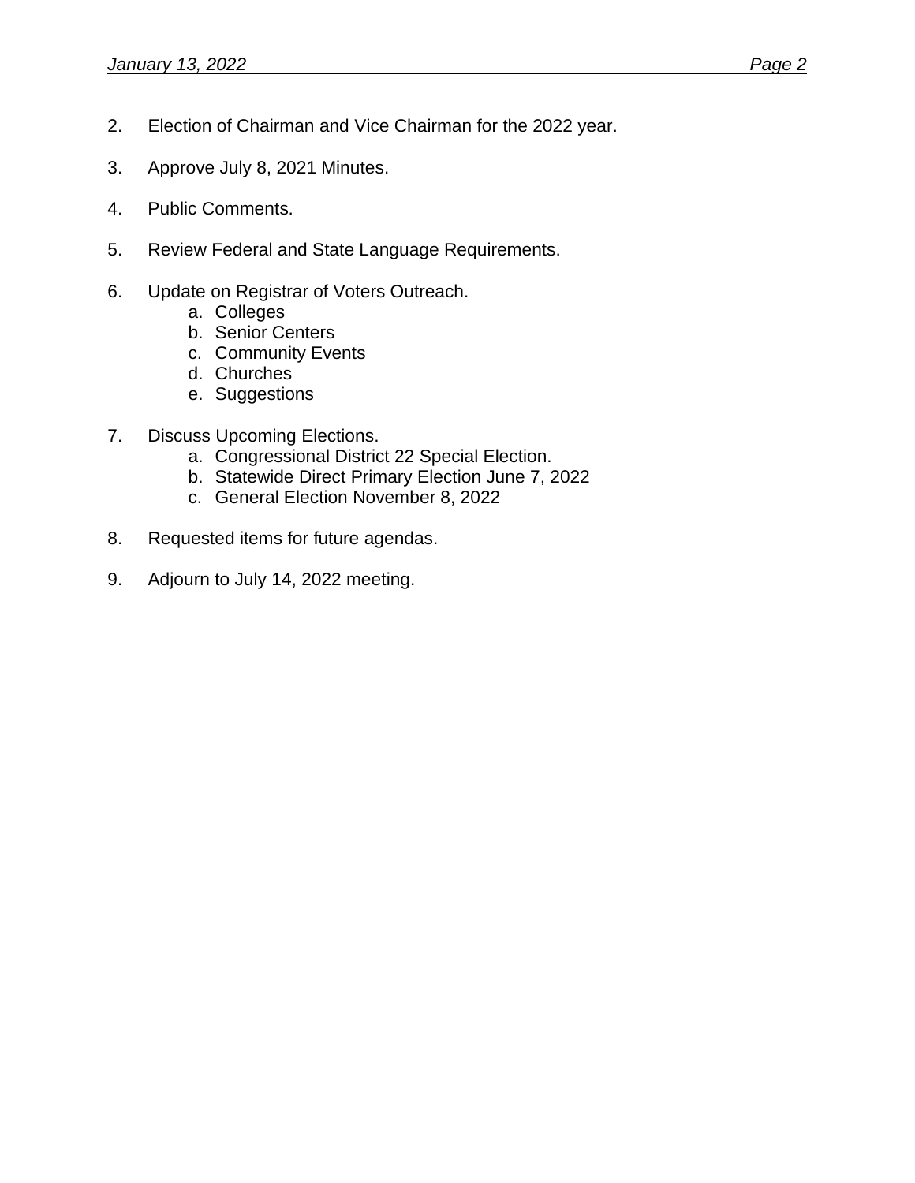2. Election of Chairman and Vice Chairman for the 2022 year.

3. Approve July 8, 2021 Minutes.

4. Public Comments.

5. Review Federal and State Language Requirements.

6. Update on Registrar of Voters Outreach.
    a. Colleges
    b. Senior Centers
    c. Community Events
    d. Churches
    e. Suggestions

7. Discuss Upcoming Elections.
    a. Congressional District 22 Special Election.
    b. Statewide Direct Primary Election June 7, 2022
    c. General Election November 8, 2022

8. Requested items for future agendas.

9. Adjourn to July 14, 2022 meeting.